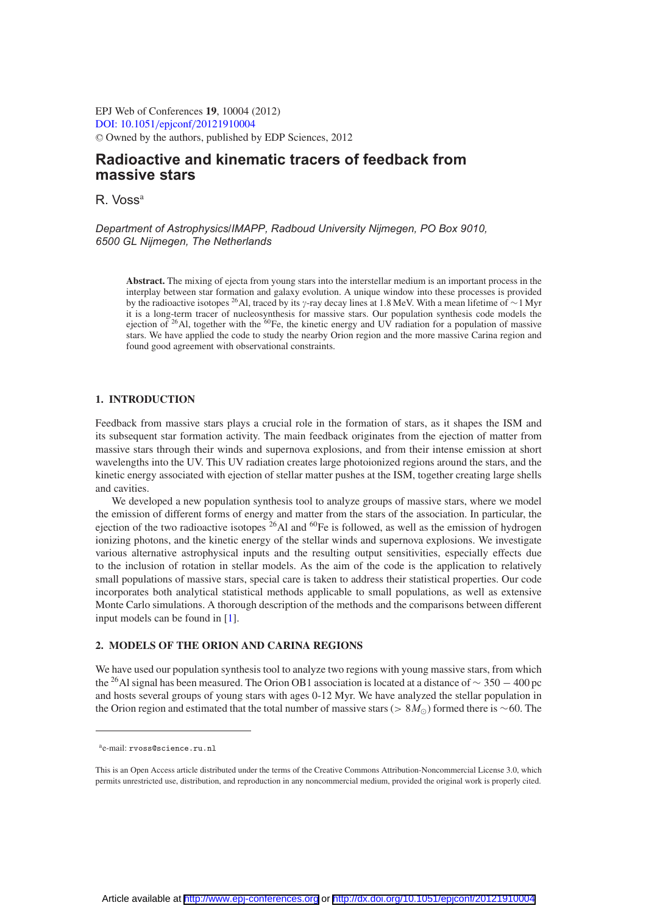EPJ Web of Conferences **19**, 10004 (2012)
DOI: 10.1051/epjconf/20121910004
© Owned by the authors, published by EDP Sciences, 2012

# Radioactive and kinematic tracers of feedback from massive stars

R. Voss[a]

*Department of Astrophysics/IMAPP, Radboud University Nijmegen, PO Box 9010, 6500 GL Nijmegen, The Netherlands*

**Abstract.** The mixing of ejecta from young stars into the interstellar medium is an important process in the interplay between star formation and galaxy evolution. A unique window into these processes is provided by the radioactive isotopes $^{26}$Al, traced by its $\gamma$-ray decay lines at 1.8 MeV. With a mean lifetime of $\sim$1 Myr it is a long-term tracer of nucleosynthesis for massive stars. Our population synthesis code models the ejection of $^{26}$Al, together with the $^{60}$Fe, the kinetic energy and UV radiation for a population of massive stars. We have applied the code to study the nearby Orion region and the more massive Carina region and found good agreement with observational constraints.

## 1. INTRODUCTION

Feedback from massive stars plays a crucial role in the formation of stars, as it shapes the ISM and its subsequent star formation activity. The main feedback originates from the ejection of matter from massive stars through their winds and supernova explosions, and from their intense emission at short wavelengths into the UV. This UV radiation creates large photoionized regions around the stars, and the kinetic energy associated with ejection of stellar matter pushes at the ISM, together creating large shells and cavities.

We developed a new population synthesis tool to analyze groups of massive stars, where we model the emission of different forms of energy and matter from the stars of the association. In particular, the ejection of the two radioactive isotopes $^{26}$Al and $^{60}$Fe is followed, as well as the emission of hydrogen ionizing photons, and the kinetic energy of the stellar winds and supernova explosions. We investigate various alternative astrophysical inputs and the resulting output sensitivities, especially effects due to the inclusion of rotation in stellar models. As the aim of the code is the application to relatively small populations of massive stars, special care is taken to address their statistical properties. Our code incorporates both analytical statistical methods applicable to small populations, as well as extensive Monte Carlo simulations. A thorough description of the methods and the comparisons between different input models can be found in [1].

## 2. MODELS OF THE ORION AND CARINA REGIONS

We have used our population synthesis tool to analyze two regions with young massive stars, from which the $^{26}$Al signal has been measured. The Orion OB1 association is located at a distance of $\sim 350 - 400$ pc and hosts several groups of young stars with ages 0-12 Myr. We have analyzed the stellar population in the Orion region and estimated that the total number of massive stars ($> 8M_{\odot}$) formed there is $\sim$60. The

[a]e-mail: rvoss@science.ru.nl

This is an Open Access article distributed under the terms of the Creative Commons Attribution-Noncommercial License 3.0, which permits unrestricted use, distribution, and reproduction in any noncommercial medium, provided the original work is properly cited.

Article available at http://www.epj-conferences.org or http://dx.doi.org/10.1051/epjconf/20121910004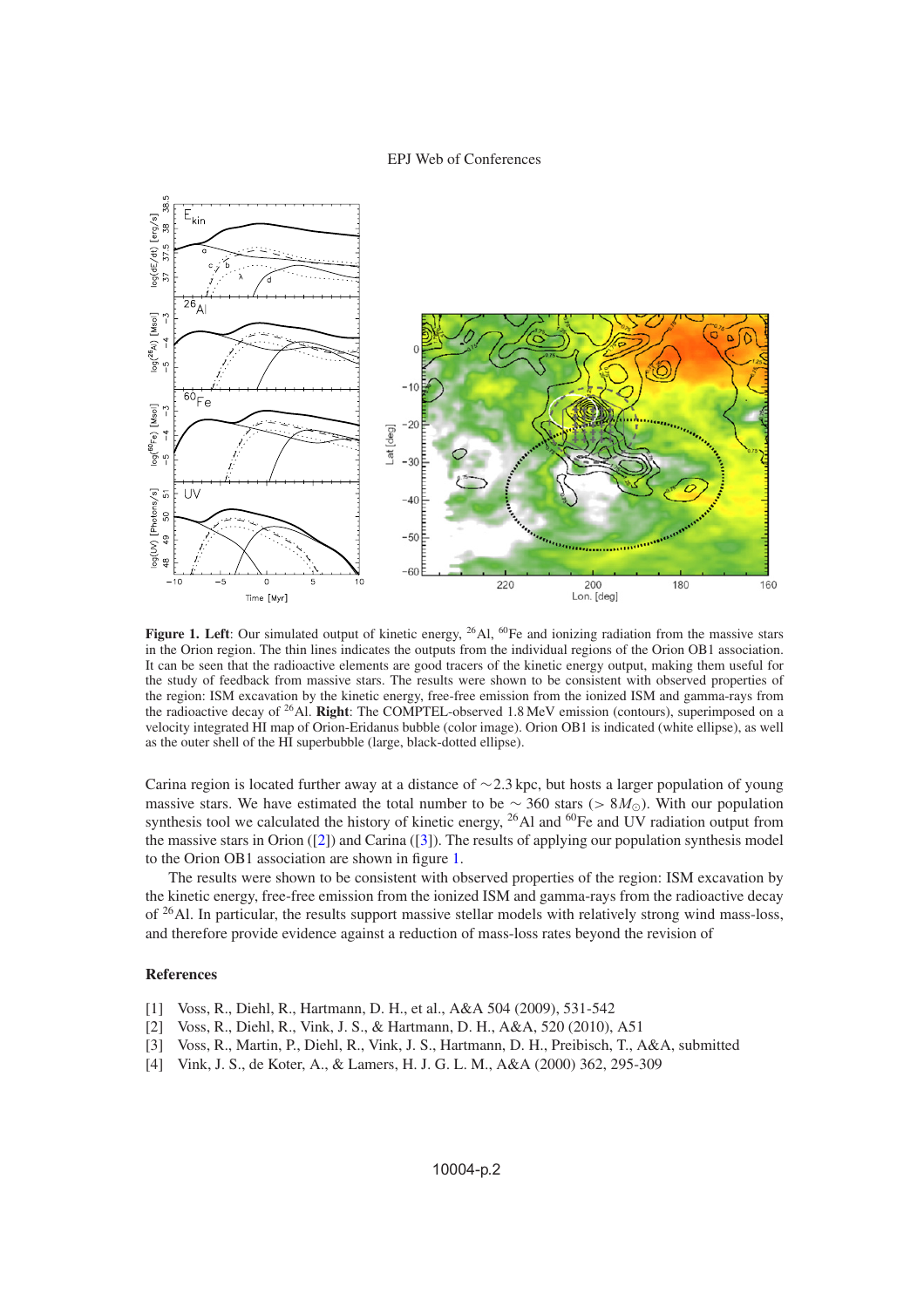E_kin
log(dE/dt) [erg/s]
38.5
38
37.5
37
a
c
b
λ
d
26Al
log(26Al) [Msol]
-3
-4
-5
60Fe
log(60Fe) [Msol]
-3
-4
-5
UV
log(UV) [Photons/s]
51
50
49
48
-10
-5
0
5
10
Time [Myr]

Lat [deg]
0
-10
-20
-30
-40
-50
-60
220
200
180
160
Lon. [deg]

**Figure 1. Left**: Our simulated output of kinetic energy, $^{26}$Al, $^{60}$Fe and ionizing radiation from the massive stars in the Orion region. The thin lines indicates the outputs from the individual regions of the Orion OB1 association. It can be seen that the radioactive elements are good tracers of the kinetic energy output, making them useful for the study of feedback from massive stars. The results were shown to be consistent with observed properties of the region: ISM excavation by the kinetic energy, free-free emission from the ionized ISM and gamma-rays from the radioactive decay of $^{26}$Al. **Right**: The COMPTEL-observed 1.8 MeV emission (contours), superimposed on a velocity integrated HI map of Orion-Eridanus bubble (color image). Orion OB1 is indicated (white ellipse), as well as the outer shell of the HI superbubble (large, black-dotted ellipse).

Carina region is located further away at a distance of $\sim$2.3 kpc, but hosts a larger population of young massive stars. We have estimated the total number to be $\sim$ 360 stars ($> 8M_{\odot}$). With our population synthesis tool we calculated the history of kinetic energy, $^{26}$Al and $^{60}$Fe and UV radiation output from the massive stars in Orion ([2]) and Carina ([3]). The results of applying our population synthesis model to the Orion OB1 association are shown in figure 1.

The results were shown to be consistent with observed properties of the region: ISM excavation by the kinetic energy, free-free emission from the ionized ISM and gamma-rays from the radioactive decay of $^{26}$Al. In particular, the results support massive stellar models with relatively strong wind mass-loss, and therefore provide evidence against a reduction of mass-loss rates beyond the revision of

## References

[1] Voss, R., Diehl, R., Hartmann, D. H., et al., A&A 504 (2009), 531-542

[2] Voss, R., Diehl, R., Vink, J. S., & Hartmann, D. H., A&A, 520 (2010), A51

[3] Voss, R., Martin, P., Diehl, R., Vink, J. S., Hartmann, D. H., Preibisch, T., A&A, submitted

[4] Vink, J. S., de Koter, A., & Lamers, H. J. G. L. M., A&A (2000) 362, 295-309